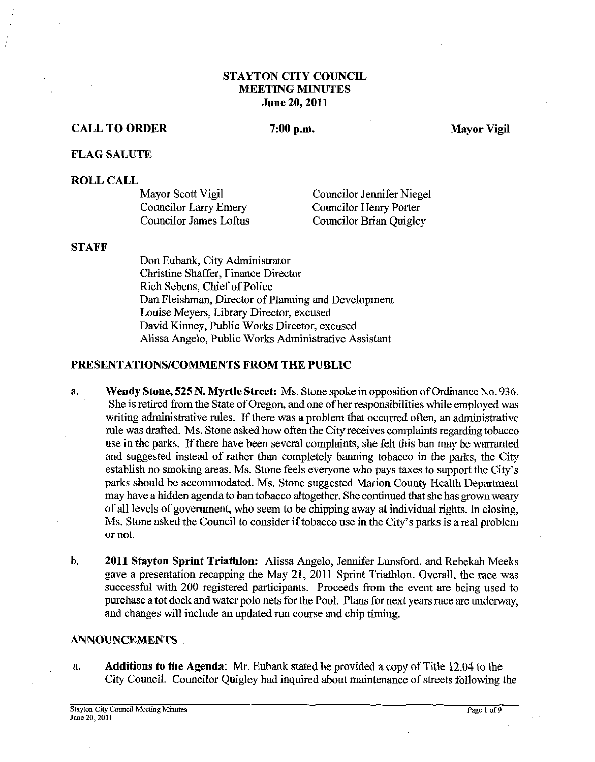# STAYTON CITY COUNCIL
## MEETING MINUTES
### June 20, 2011

**CALL TO ORDER** **7:00 p.m.** **Mayor Vigil**

**FLAG SALUTE**

**ROLL CALL**

Mayor Scott Vigil
Councilor Larry Emery
Councilor James Loftus
Councilor Jennifer Niegel
Councilor Henry Porter
Councilor Brian Quigley

**STAFF**

Don Eubank, City Administrator
Christine Shaffer, Finance Director
Rich Sebens, Chief of Police
Dan Fleishman, Director of Planning and Development
Louise Meyers, Library Director, excused
David Kinney, Public Works Director, excused
Alissa Angelo, Public Works Administrative Assistant

**PRESENTATIONS/COMMENTS FROM THE PUBLIC**

a. **Wendy Stone, 525 N. Myrtle Street:** Ms. Stone spoke in opposition of Ordinance No. 936. She is retired from the State of Oregon, and one of her responsibilities while employed was writing administrative rules. If there was a problem that occurred often, an administrative rule was drafted. Ms. Stone asked how often the City receives complaints regarding tobacco use in the parks. If there have been several complaints, she felt this ban may be warranted and suggested instead of rather than completely banning tobacco in the parks, the City establish no smoking areas. Ms. Stone feels everyone who pays taxes to support the City's parks should be accommodated. Ms. Stone suggested Marion County Health Department may have a hidden agenda to ban tobacco altogether. She continued that she has grown weary of all levels of government, who seem to be chipping away at individual rights. In closing, Ms. Stone asked the Council to consider if tobacco use in the City's parks is a real problem or not.

b. **2011 Stayton Sprint Triathlon:** Alissa Angelo, Jennifer Lunsford, and Rebekah Meeks gave a presentation recapping the May 21, 2011 Sprint Triathlon. Overall, the race was successful with 200 registered participants. Proceeds from the event are being used to purchase a tot dock and water polo nets for the Pool. Plans for next years race are underway, and changes will include an updated run course and chip timing.

**ANNOUNCEMENTS**

a. **Additions to the Agenda**: Mr. Eubank stated he provided a copy of Title 12.04 to the City Council. Councilor Quigley had inquired about maintenance of streets following the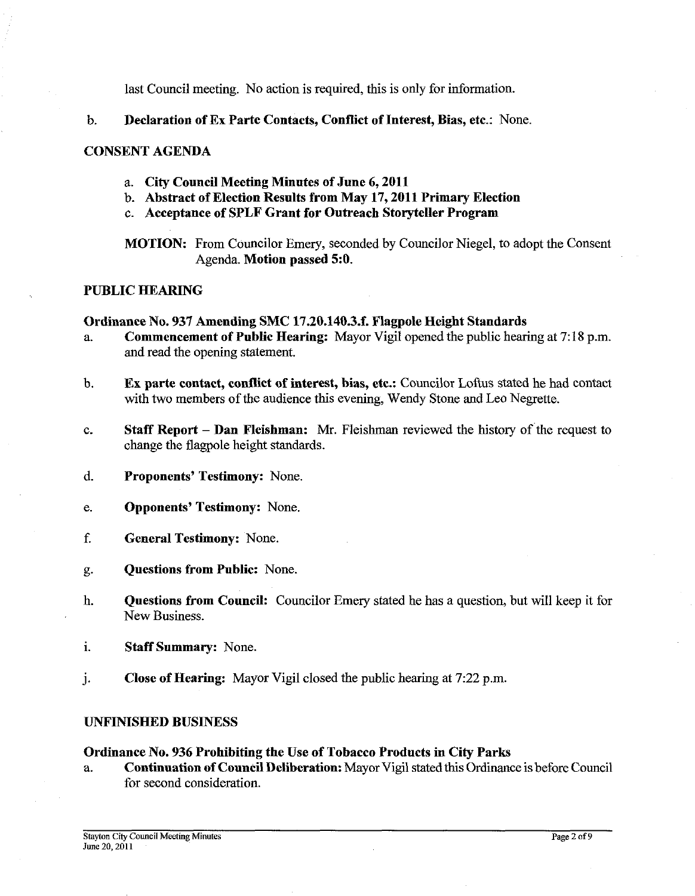last Council meeting. No action is required, this is only for information.

b. **Declaration of Ex Parte Contacts, Conflict of Interest, Bias, etc.**: None.

## CONSENT AGENDA

a. **City Council Meeting Minutes of June 6, 2011**
b. **Abstract of Election Results from May 17, 2011 Primary Election**
c. **Acceptance of SPLF Grant for Outreach Storyteller Program**

**MOTION:** From Councilor Emery, seconded by Councilor Niegel, to adopt the Consent Agenda. **Motion passed 5:0.**

## PUBLIC HEARING

### Ordinance No. 937 Amending SMC 17.20.140.3.f. Flagpole Height Standards

a. **Commencement of Public Hearing:** Mayor Vigil opened the public hearing at 7:18 p.m. and read the opening statement.

b. **Ex parte contact, conflict of interest, bias, etc.:** Councilor Loftus stated he had contact with two members of the audience this evening, Wendy Stone and Leo Negrette.

c. **Staff Report – Dan Fleishman:** Mr. Fleishman reviewed the history of the request to change the flagpole height standards.

d. **Proponents' Testimony:** None.

e. **Opponents' Testimony:** None.

f. **General Testimony:** None.

g. **Questions from Public:** None.

h. **Questions from Council:** Councilor Emery stated he has a question, but will keep it for New Business.

i. **Staff Summary:** None.

j. **Close of Hearing:** Mayor Vigil closed the public hearing at 7:22 p.m.

## UNFINISHED BUSINESS

### Ordinance No. 936 Prohibiting the Use of Tobacco Products in City Parks

a. **Continuation of Council Deliberation:** Mayor Vigil stated this Ordinance is before Council for second consideration.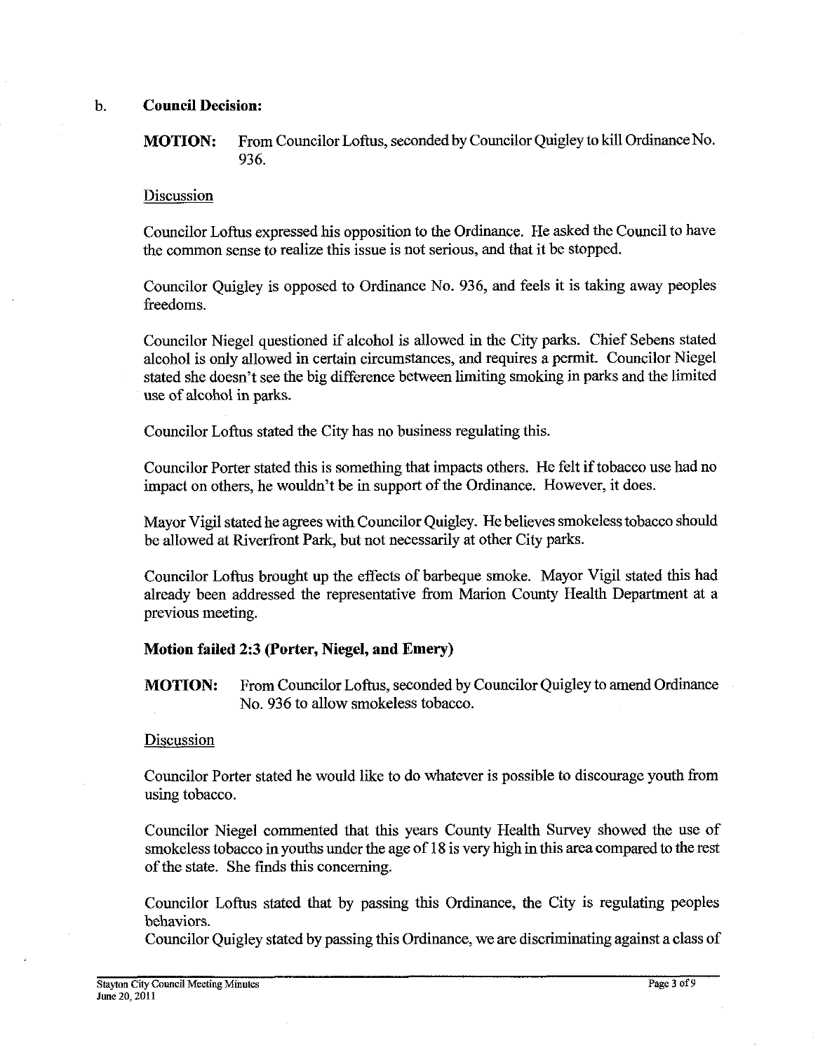b. **Council Decision:**

**MOTION:** From Councilor Loftus, seconded by Councilor Quigley to kill Ordinance No. 936.

Discussion

Councilor Loftus expressed his opposition to the Ordinance. He asked the Council to have the common sense to realize this issue is not serious, and that it be stopped.

Councilor Quigley is opposed to Ordinance No. 936, and feels it is taking away peoples freedoms.

Councilor Niegel questioned if alcohol is allowed in the City parks. Chief Sebens stated alcohol is only allowed in certain circumstances, and requires a permit. Councilor Niegel stated she doesn't see the big difference between limiting smoking in parks and the limited use of alcohol in parks.

Councilor Loftus stated the City has no business regulating this.

Councilor Porter stated this is something that impacts others. He felt if tobacco use had no impact on others, he wouldn't be in support of the Ordinance. However, it does.

Mayor Vigil stated he agrees with Councilor Quigley. He believes smokeless tobacco should be allowed at Riverfront Park, but not necessarily at other City parks.

Councilor Loftus brought up the effects of barbeque smoke. Mayor Vigil stated this had already been addressed the representative from Marion County Health Department at a previous meeting.

**Motion failed 2:3 (Porter, Niegel, and Emery)**

**MOTION:** From Councilor Loftus, seconded by Councilor Quigley to amend Ordinance No. 936 to allow smokeless tobacco.

Discussion

Councilor Porter stated he would like to do whatever is possible to discourage youth from using tobacco.

Councilor Niegel commented that this years County Health Survey showed the use of smokeless tobacco in youths under the age of 18 is very high in this area compared to the rest of the state. She finds this concerning.

Councilor Loftus stated that by passing this Ordinance, the City is regulating peoples behaviors.

Councilor Quigley stated by passing this Ordinance, we are discriminating against a class of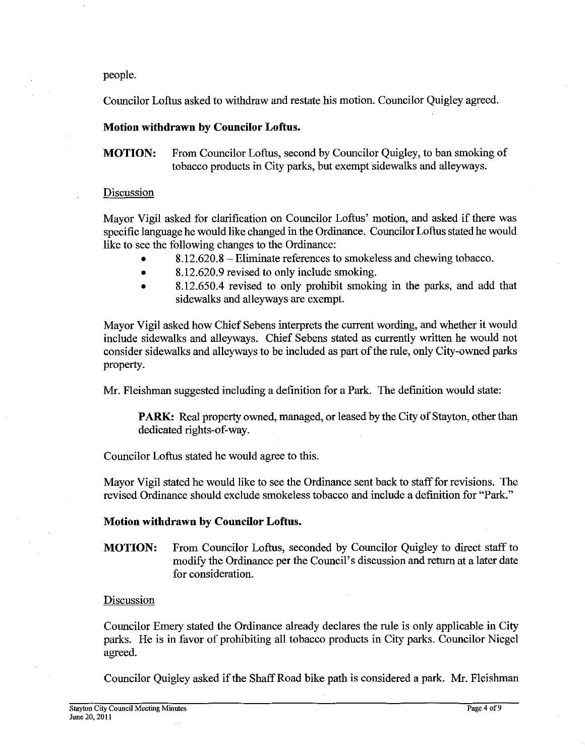people.

Councilor Loftus asked to withdraw and restate his motion. Councilor Quigley agreed.

**Motion withdrawn by Councilor Loftus.**

**MOTION:** From Councilor Loftus, second by Councilor Quigley, to ban smoking of tobacco products in City parks, but exempt sidewalks and alleyways.

Discussion

Mayor Vigil asked for clarification on Councilor Loftus' motion, and asked if there was specific language he would like changed in the Ordinance. Councilor Loftus stated he would like to see the following changes to the Ordinance:

- 8.12.620.8 – Eliminate references to smokeless and chewing tobacco.
- 8.12.620.9 revised to only include smoking.
- 8.12.650.4 revised to only prohibit smoking in the parks, and add that sidewalks and alleyways are exempt.

Mayor Vigil asked how Chief Sebens interprets the current wording, and whether it would include sidewalks and alleyways. Chief Sebens stated as currently written he would not consider sidewalks and alleyways to be included as part of the rule, only City-owned parks property.

Mr. Fleishman suggested including a definition for a Park. The definition would state:

> **PARK:** Real property owned, managed, or leased by the City of Stayton, other than dedicated rights-of-way.

Councilor Loftus stated he would agree to this.

Mayor Vigil stated he would like to see the Ordinance sent back to staff for revisions. The revised Ordinance should exclude smokeless tobacco and include a definition for "Park."

**Motion withdrawn by Councilor Loftus.**

**MOTION:** From Councilor Loftus, seconded by Councilor Quigley to direct staff to modify the Ordinance per the Council's discussion and return at a later date for consideration.

Discussion

Councilor Emery stated the Ordinance already declares the rule is only applicable in City parks. He is in favor of prohibiting all tobacco products in City parks. Councilor Niegel agreed.

Councilor Quigley asked if the Shaff Road bike path is considered a park. Mr. Fleishman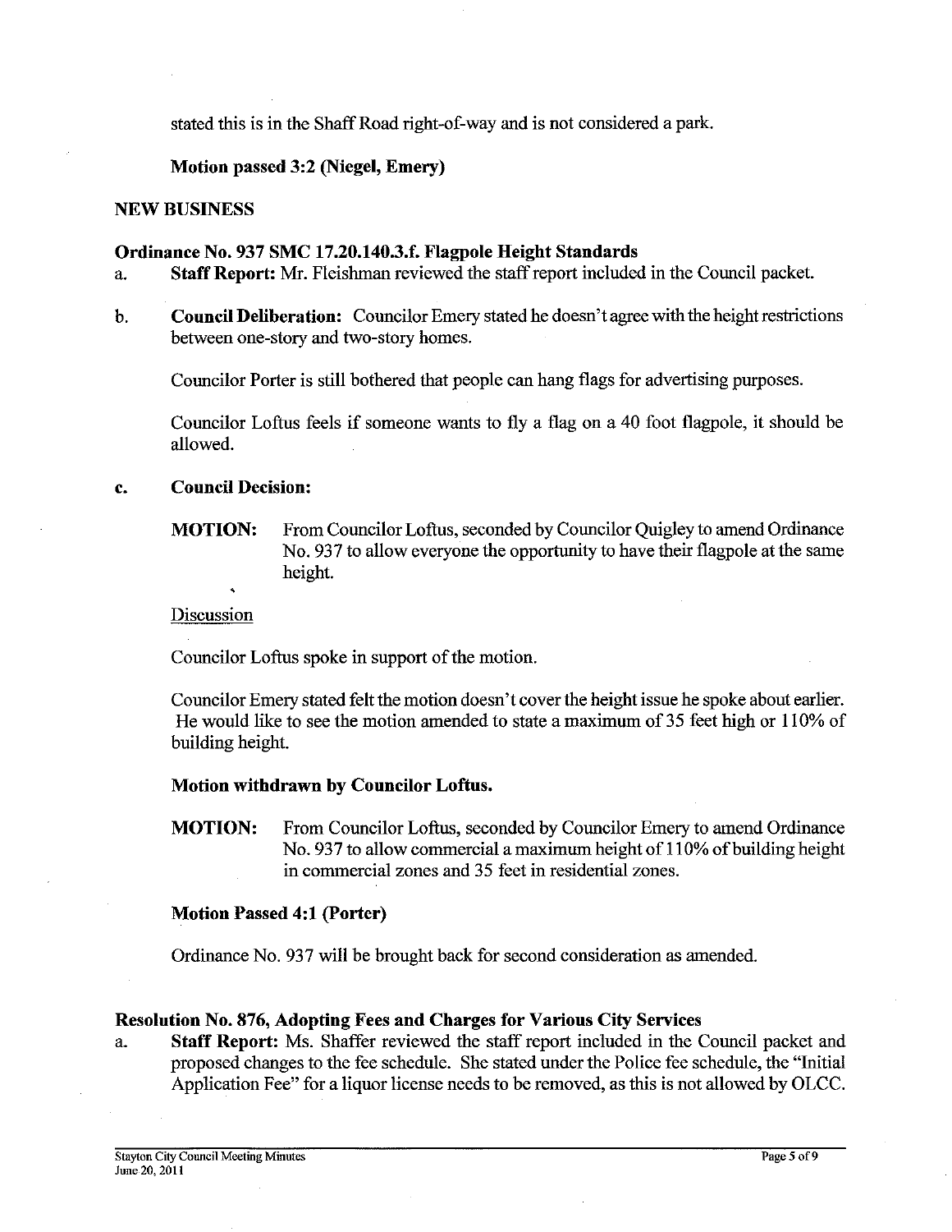stated this is in the Shaff Road right-of-way and is not considered a park.

**Motion passed 3:2 (Niegel, Emery)**

**NEW BUSINESS**

**Ordinance No. 937 SMC 17.20.140.3.f. Flagpole Height Standards**

a. **Staff Report:** Mr. Fleishman reviewed the staff report included in the Council packet.

b. **Council Deliberation:** Councilor Emery stated he doesn't agree with the height restrictions between one-story and two-story homes.

   Councilor Porter is still bothered that people can hang flags for advertising purposes.

   Councilor Loftus feels if someone wants to fly a flag on a 40 foot flagpole, it should be allowed.

c. **Council Decision:**

   **MOTION:** From Councilor Loftus, seconded by Councilor Quigley to amend Ordinance No. 937 to allow everyone the opportunity to have their flagpole at the same height.

   Discussion

   Councilor Loftus spoke in support of the motion.

   Councilor Emery stated felt the motion doesn't cover the height issue he spoke about earlier. He would like to see the motion amended to state a maximum of 35 feet high or 110% of building height.

   **Motion withdrawn by Councilor Loftus.**

   **MOTION:** From Councilor Loftus, seconded by Councilor Emery to amend Ordinance No. 937 to allow commercial a maximum height of 110% of building height in commercial zones and 35 feet in residential zones.

   **Motion Passed 4:1 (Porter)**

   Ordinance No. 937 will be brought back for second consideration as amended.

**Resolution No. 876, Adopting Fees and Charges for Various City Services**

a. **Staff Report:** Ms. Shaffer reviewed the staff report included in the Council packet and proposed changes to the fee schedule. She stated under the Police fee schedule, the "Initial Application Fee" for a liquor license needs to be removed, as this is not allowed by OLCC.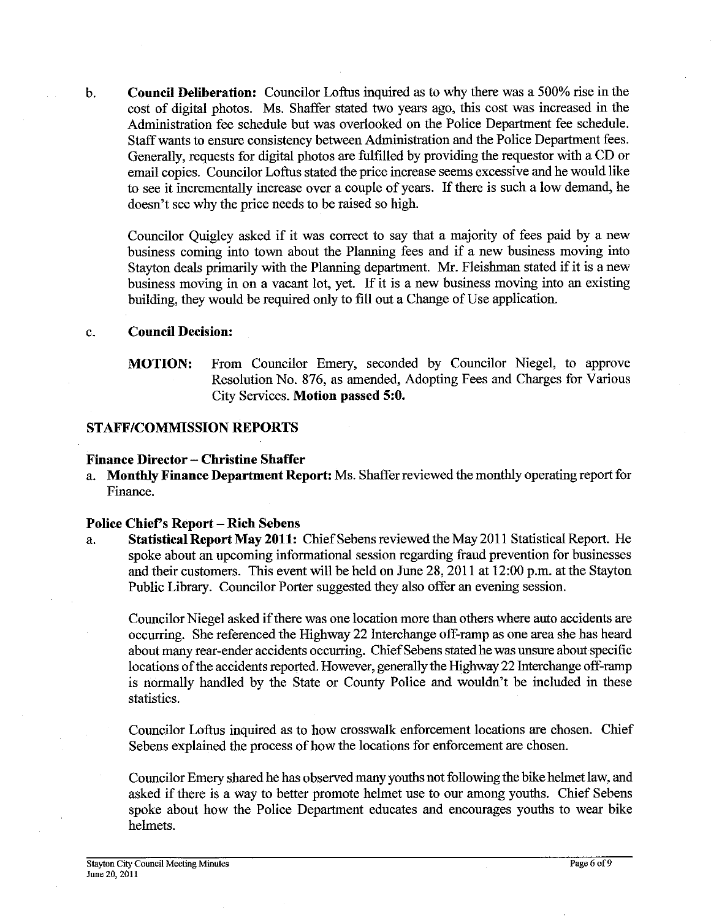b. **Council Deliberation:** Councilor Loftus inquired as to why there was a 500% rise in the cost of digital photos. Ms. Shaffer stated two years ago, this cost was increased in the Administration fee schedule but was overlooked on the Police Department fee schedule. Staff wants to ensure consistency between Administration and the Police Department fees. Generally, requests for digital photos are fulfilled by providing the requestor with a CD or email copies. Councilor Loftus stated the price increase seems excessive and he would like to see it incrementally increase over a couple of years. If there is such a low demand, he doesn't see why the price needs to be raised so high.

Councilor Quigley asked if it was correct to say that a majority of fees paid by a new business coming into town about the Planning fees and if a new business moving into Stayton deals primarily with the Planning department. Mr. Fleishman stated if it is a new business moving in on a vacant lot, yet. If it is a new business moving into an existing building, they would be required only to fill out a Change of Use application.

c. **Council Decision:**

**MOTION:** From Councilor Emery, seconded by Councilor Niegel, to approve Resolution No. 876, as amended, Adopting Fees and Charges for Various City Services. **Motion passed 5:0.**

## STAFF/COMMISSION REPORTS

### Finance Director – Christine Shaffer

a. **Monthly Finance Department Report:** Ms. Shaffer reviewed the monthly operating report for Finance.

### Police Chief's Report – Rich Sebens

a. **Statistical Report May 2011:** Chief Sebens reviewed the May 2011 Statistical Report. He spoke about an upcoming informational session regarding fraud prevention for businesses and their customers. This event will be held on June 28, 2011 at 12:00 p.m. at the Stayton Public Library. Councilor Porter suggested they also offer an evening session.

Councilor Niegel asked if there was one location more than others where auto accidents are occurring. She referenced the Highway 22 Interchange off-ramp as one area she has heard about many rear-ender accidents occurring. Chief Sebens stated he was unsure about specific locations of the accidents reported. However, generally the Highway 22 Interchange off-ramp is normally handled by the State or County Police and wouldn't be included in these statistics.

Councilor Loftus inquired as to how crosswalk enforcement locations are chosen. Chief Sebens explained the process of how the locations for enforcement are chosen.

Councilor Emery shared he has observed many youths not following the bike helmet law, and asked if there is a way to better promote helmet use to our among youths. Chief Sebens spoke about how the Police Department educates and encourages youths to wear bike helmets.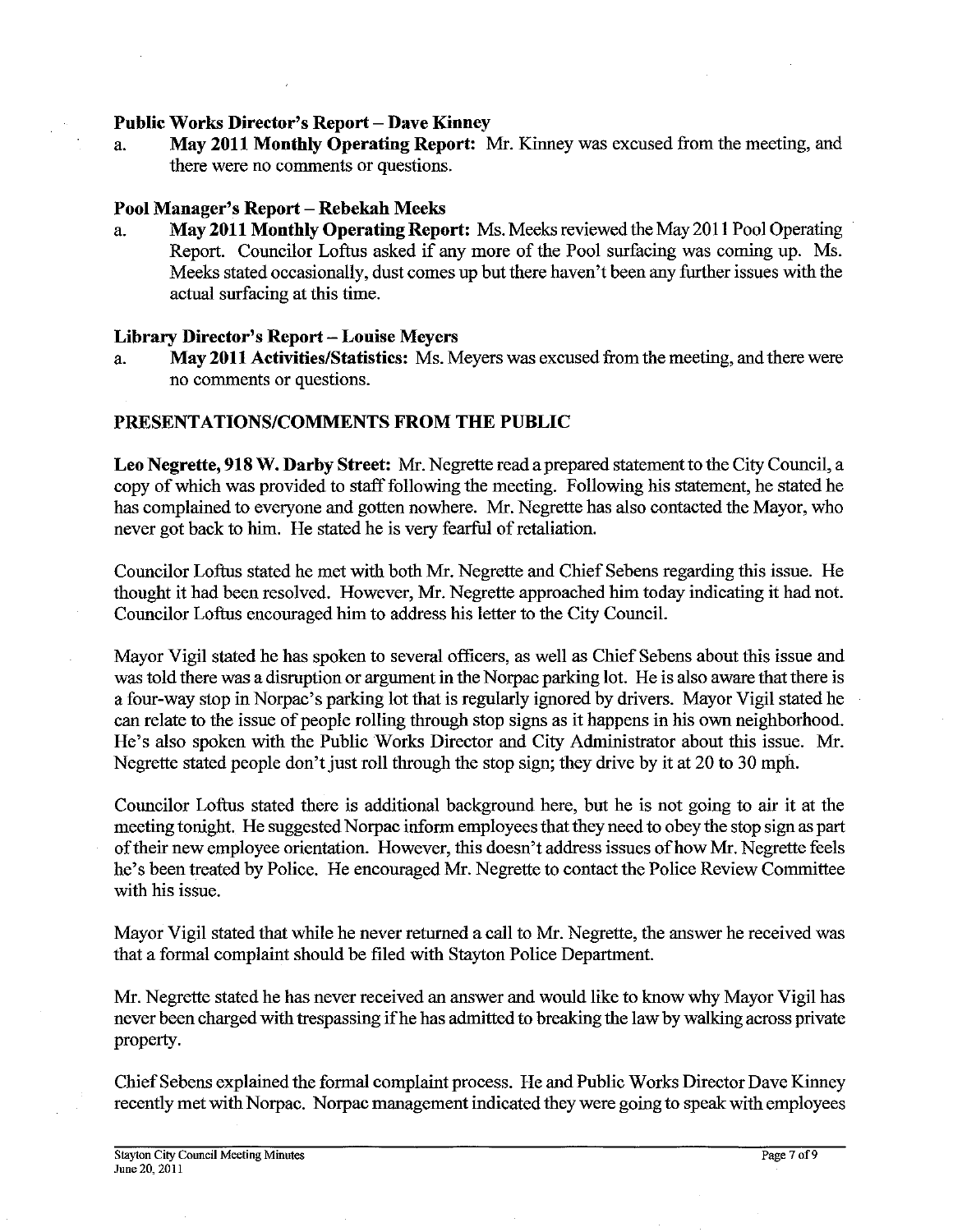**Public Works Director's Report – Dave Kinney**

a. **May 2011 Monthly Operating Report:** Mr. Kinney was excused from the meeting, and there were no comments or questions.

**Pool Manager's Report – Rebekah Meeks**

a. **May 2011 Monthly Operating Report:** Ms. Meeks reviewed the May 2011 Pool Operating Report. Councilor Loftus asked if any more of the Pool surfacing was coming up. Ms. Meeks stated occasionally, dust comes up but there haven't been any further issues with the actual surfacing at this time.

**Library Director's Report – Louise Meyers**

a. **May 2011 Activities/Statistics:** Ms. Meyers was excused from the meeting, and there were no comments or questions.

## PRESENTATIONS/COMMENTS FROM THE PUBLIC

**Leo Negrette, 918 W. Darby Street:** Mr. Negrette read a prepared statement to the City Council, a copy of which was provided to staff following the meeting. Following his statement, he stated he has complained to everyone and gotten nowhere. Mr. Negrette has also contacted the Mayor, who never got back to him. He stated he is very fearful of retaliation.

Councilor Loftus stated he met with both Mr. Negrette and Chief Sebens regarding this issue. He thought it had been resolved. However, Mr. Negrette approached him today indicating it had not. Councilor Loftus encouraged him to address his letter to the City Council.

Mayor Vigil stated he has spoken to several officers, as well as Chief Sebens about this issue and was told there was a disruption or argument in the Norpac parking lot. He is also aware that there is a four-way stop in Norpac's parking lot that is regularly ignored by drivers. Mayor Vigil stated he can relate to the issue of people rolling through stop signs as it happens in his own neighborhood. He's also spoken with the Public Works Director and City Administrator about this issue. Mr. Negrette stated people don't just roll through the stop sign; they drive by it at 20 to 30 mph.

Councilor Loftus stated there is additional background here, but he is not going to air it at the meeting tonight. He suggested Norpac inform employees that they need to obey the stop sign as part of their new employee orientation. However, this doesn't address issues of how Mr. Negrette feels he's been treated by Police. He encouraged Mr. Negrette to contact the Police Review Committee with his issue.

Mayor Vigil stated that while he never returned a call to Mr. Negrette, the answer he received was that a formal complaint should be filed with Stayton Police Department.

Mr. Negrette stated he has never received an answer and would like to know why Mayor Vigil has never been charged with trespassing if he has admitted to breaking the law by walking across private property.

Chief Sebens explained the formal complaint process. He and Public Works Director Dave Kinney recently met with Norpac. Norpac management indicated they were going to speak with employees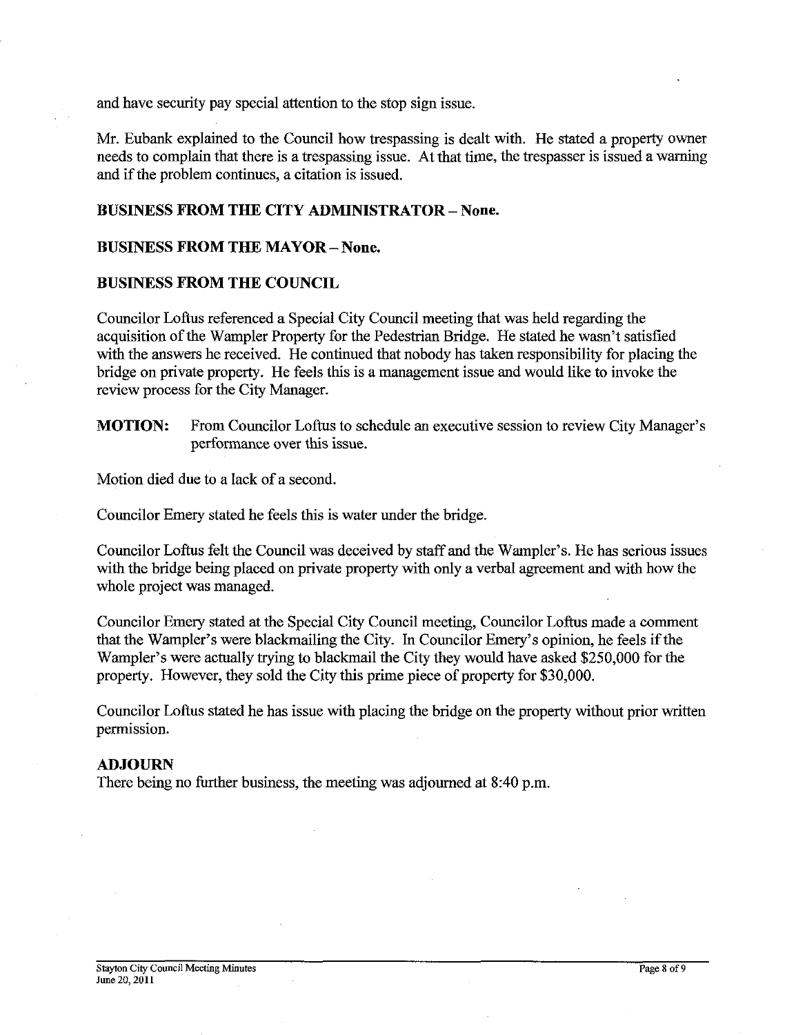and have security pay special attention to the stop sign issue.

Mr. Eubank explained to the Council how trespassing is dealt with. He stated a property owner needs to complain that there is a trespassing issue. At that time, the trespasser is issued a warning and if the problem continues, a citation is issued.

**BUSINESS FROM THE CITY ADMINISTRATOR – None.**

**BUSINESS FROM THE MAYOR – None.**

**BUSINESS FROM THE COUNCIL**

Councilor Loftus referenced a Special City Council meeting that was held regarding the acquisition of the Wampler Property for the Pedestrian Bridge. He stated he wasn't satisfied with the answers he received. He continued that nobody has taken responsibility for placing the bridge on private property. He feels this is a management issue and would like to invoke the review process for the City Manager.

**MOTION:** From Councilor Loftus to schedule an executive session to review City Manager's performance over this issue.

Motion died due to a lack of a second.

Councilor Emery stated he feels this is water under the bridge.

Councilor Loftus felt the Council was deceived by staff and the Wampler's. He has serious issues with the bridge being placed on private property with only a verbal agreement and with how the whole project was managed.

Councilor Emery stated at the Special City Council meeting, Councilor Loftus made a comment that the Wampler's were blackmailing the City. In Councilor Emery's opinion, he feels if the Wampler's were actually trying to blackmail the City they would have asked $250,000 for the property. However, they sold the City this prime piece of property for $30,000.

Councilor Loftus stated he has issue with placing the bridge on the property without prior written permission.

**ADJOURN**

There being no further business, the meeting was adjourned at 8:40 p.m.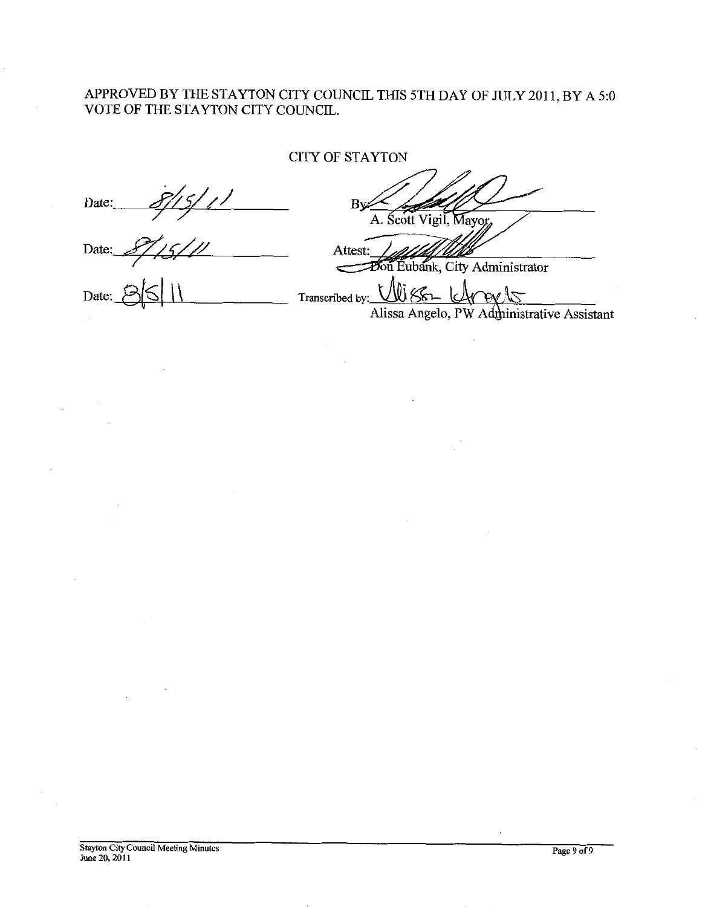APPROVED BY THE STAYTON CITY COUNCIL THIS 5TH DAY OF JULY 2011, BY A 5:0 VOTE OF THE STAYTON CITY COUNCIL.

CITY OF STAYTON

Date: 8/15/11 By: ____________________
A. Scott Vigil, Mayor

Date: 8/15/11 Attest: ____________________
Don Eubank, City Administrator

Date: 8/5/11 Transcribed by: ____________________
Alissa Angelo, PW Administrative Assistant